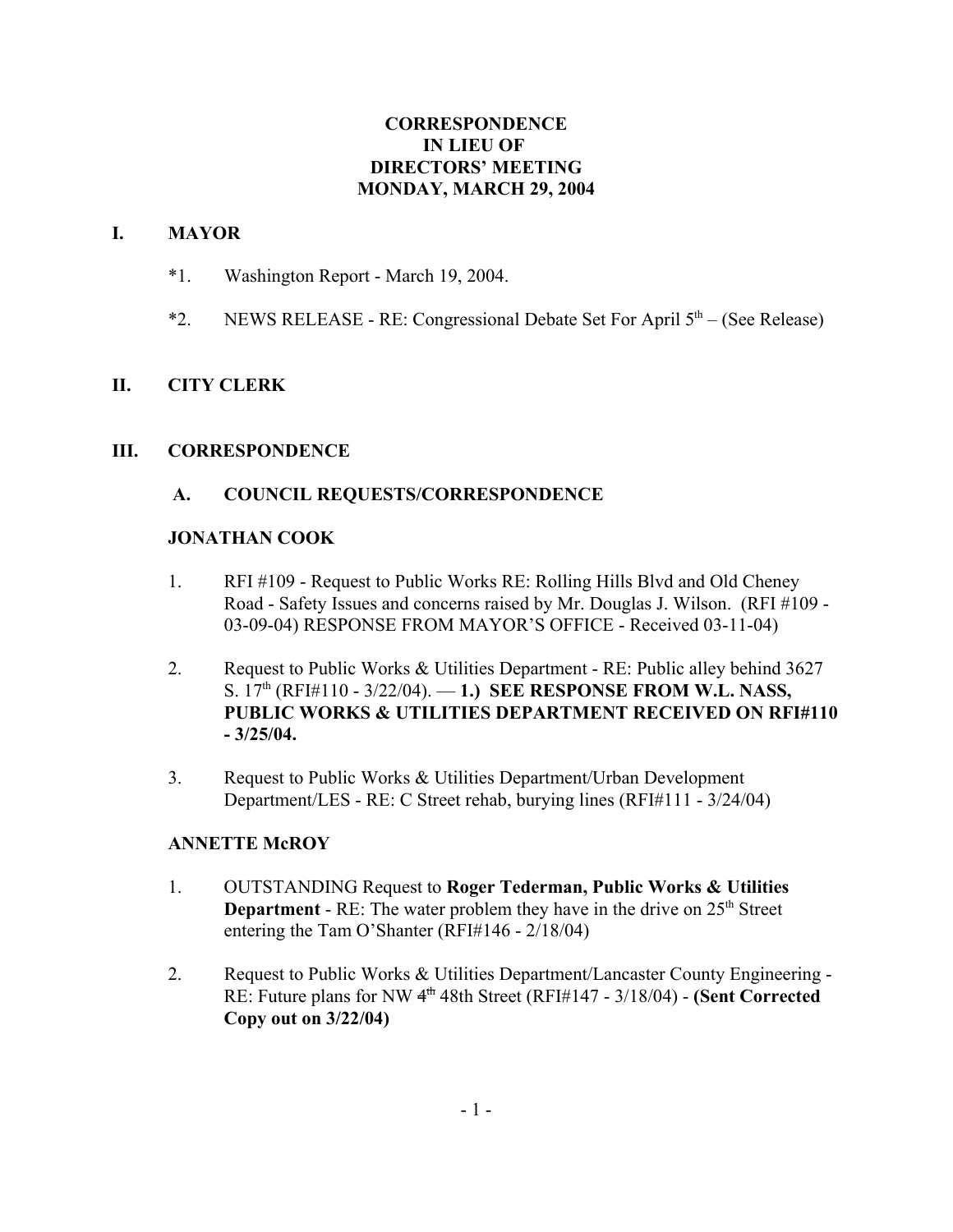# CORRESPONDENCE
# IN LIEU OF
# DIRECTORS' MEETING
# MONDAY, MARCH 29, 2004

## I. MAYOR

*1. Washington Report - March 19, 2004.

*2. NEWS RELEASE - RE: Congressional Debate Set For April 5th – (See Release)

## II. CITY CLERK

## III. CORRESPONDENCE

### A. COUNCIL REQUESTS/CORRESPONDENCE

**JONATHAN COOK**

1. RFI #109 - Request to Public Works RE: Rolling Hills Blvd and Old Cheney Road - Safety Issues and concerns raised by Mr. Douglas J. Wilson. (RFI #109 - 03-09-04) RESPONSE FROM MAYOR'S OFFICE - Received 03-11-04)

2. Request to Public Works & Utilities Department - RE: Public alley behind 3627 S. 17th (RFI#110 - 3/22/04). — **1.) SEE RESPONSE FROM W.L. NASS, PUBLIC WORKS & UTILITIES DEPARTMENT RECEIVED ON RFI#110 - 3/25/04.**

3. Request to Public Works & Utilities Department/Urban Development Department/LES - RE: C Street rehab, burying lines (RFI#111 - 3/24/04)

**ANNETTE McROY**

1. OUTSTANDING Request to **Roger Tederman, Public Works & Utilities Department** - RE: The water problem they have in the drive on 25th Street entering the Tam O'Shanter (RFI#146 - 2/18/04)

2. Request to Public Works & Utilities Department/Lancaster County Engineering - RE: Future plans for NW ~~4th~~ 48th Street (RFI#147 - 3/18/04) - **(Sent Corrected Copy out on 3/22/04)**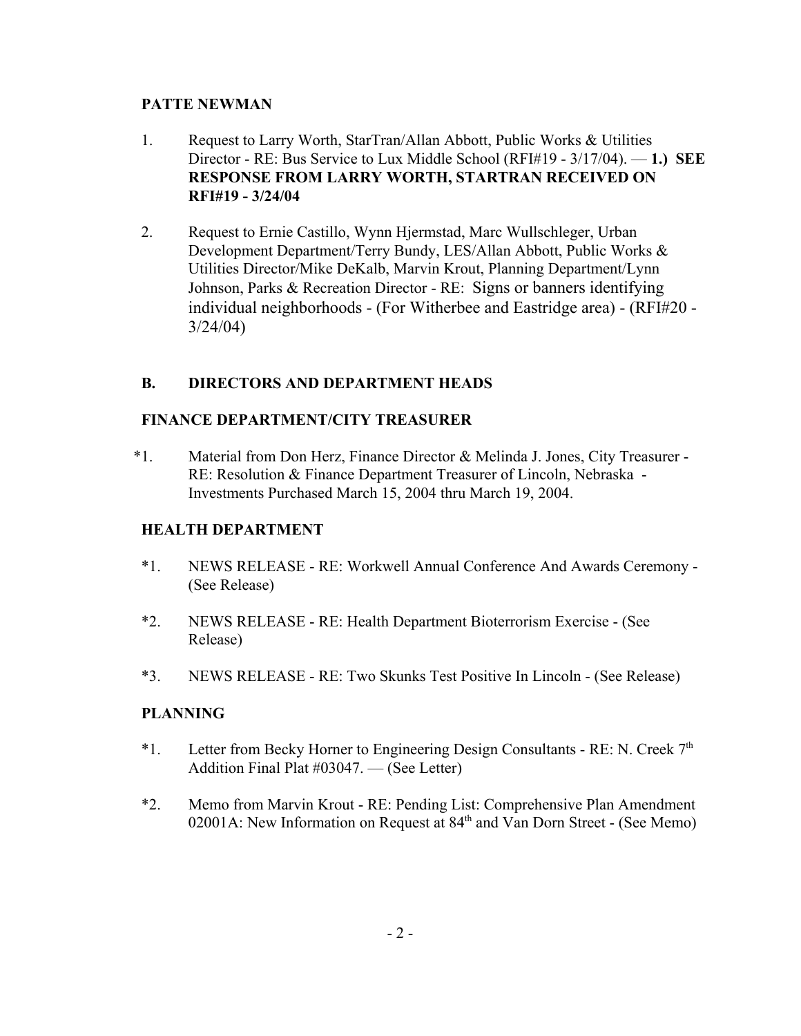**PATTE NEWMAN**

1. Request to Larry Worth, StarTran/Allan Abbott, Public Works & Utilities Director - RE: Bus Service to Lux Middle School (RFI#19 - 3/17/04). — **1.) SEE RESPONSE FROM LARRY WORTH, STARTRAN RECEIVED ON RFI#19 - 3/24/04**

2. Request to Ernie Castillo, Wynn Hjermstad, Marc Wullschleger, Urban Development Department/Terry Bundy, LES/Allan Abbott, Public Works & Utilities Director/Mike DeKalb, Marvin Krout, Planning Department/Lynn Johnson, Parks & Recreation Director - RE: Signs or banners identifying individual neighborhoods - (For Witherbee and Eastridge area) - (RFI#20 - 3/24/04)

## B. DIRECTORS AND DEPARTMENT HEADS

**FINANCE DEPARTMENT/CITY TREASURER**

*1. Material from Don Herz, Finance Director & Melinda J. Jones, City Treasurer - RE: Resolution & Finance Department Treasurer of Lincoln, Nebraska - Investments Purchased March 15, 2004 thru March 19, 2004.

**HEALTH DEPARTMENT**

*1. NEWS RELEASE - RE: Workwell Annual Conference And Awards Ceremony - (See Release)

*2. NEWS RELEASE - RE: Health Department Bioterrorism Exercise - (See Release)

*3. NEWS RELEASE - RE: Two Skunks Test Positive In Lincoln - (See Release)

**PLANNING**

*1. Letter from Becky Horner to Engineering Design Consultants - RE: N. Creek 7th Addition Final Plat #03047. — (See Letter)

*2. Memo from Marvin Krout - RE: Pending List: Comprehensive Plan Amendment 02001A: New Information on Request at 84th and Van Dorn Street - (See Memo)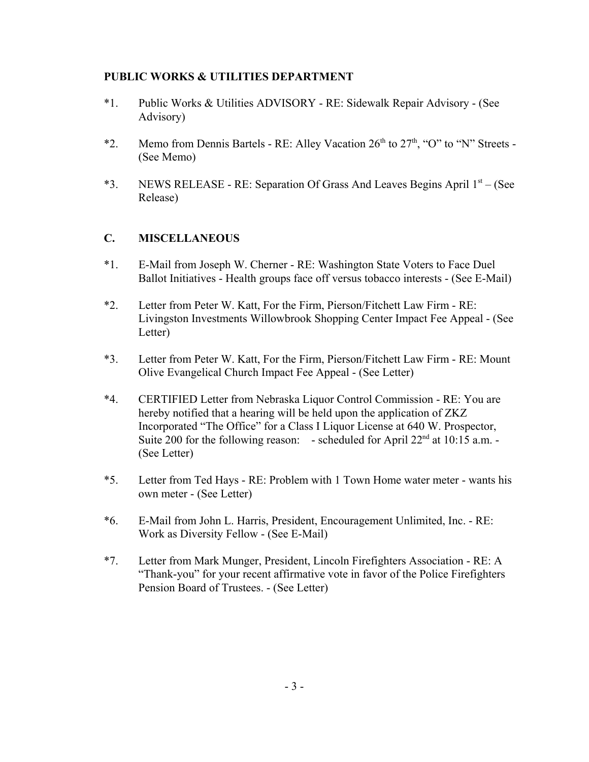## PUBLIC WORKS & UTILITIES DEPARTMENT

*1. Public Works & Utilities ADVISORY - RE: Sidewalk Repair Advisory - (See Advisory)

*2. Memo from Dennis Bartels - RE: Alley Vacation 26th to 27th, "O" to "N" Streets - (See Memo)

*3. NEWS RELEASE - RE: Separation Of Grass And Leaves Begins April 1st – (See Release)

## C. MISCELLANEOUS

*1. E-Mail from Joseph W. Cherner - RE: Washington State Voters to Face Duel Ballot Initiatives - Health groups face off versus tobacco interests - (See E-Mail)

*2. Letter from Peter W. Katt, For the Firm, Pierson/Fitchett Law Firm - RE: Livingston Investments Willowbrook Shopping Center Impact Fee Appeal - (See Letter)

*3. Letter from Peter W. Katt, For the Firm, Pierson/Fitchett Law Firm - RE: Mount Olive Evangelical Church Impact Fee Appeal - (See Letter)

*4. CERTIFIED Letter from Nebraska Liquor Control Commission - RE: You are hereby notified that a hearing will be held upon the application of ZKZ Incorporated "The Office" for a Class I Liquor License at 640 W. Prospector, Suite 200 for the following reason: - scheduled for April 22nd at 10:15 a.m. - (See Letter)

*5. Letter from Ted Hays - RE: Problem with 1 Town Home water meter - wants his own meter - (See Letter)

*6. E-Mail from John L. Harris, President, Encouragement Unlimited, Inc. - RE: Work as Diversity Fellow - (See E-Mail)

*7. Letter from Mark Munger, President, Lincoln Firefighters Association - RE: A "Thank-you" for your recent affirmative vote in favor of the Police Firefighters Pension Board of Trustees. - (See Letter)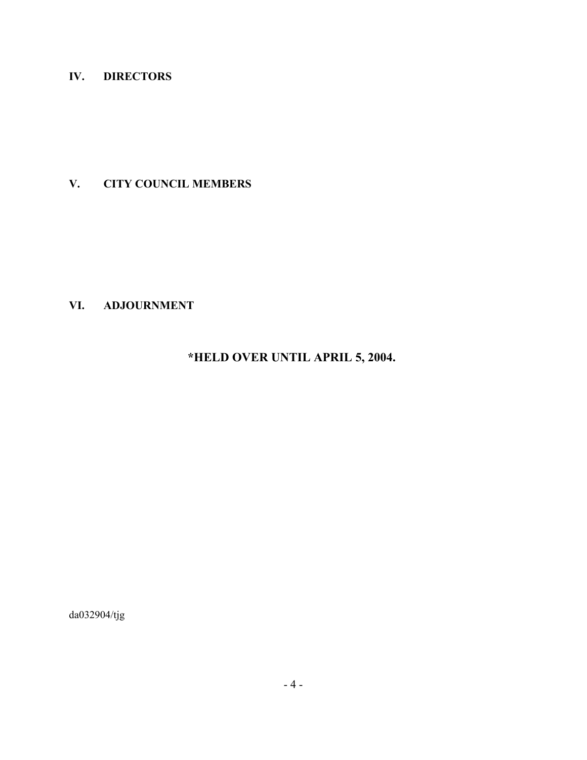## IV. DIRECTORS

## V. CITY COUNCIL MEMBERS

## VI. ADJOURNMENT

**\*HELD OVER UNTIL APRIL 5, 2004.**

da032904/tjg